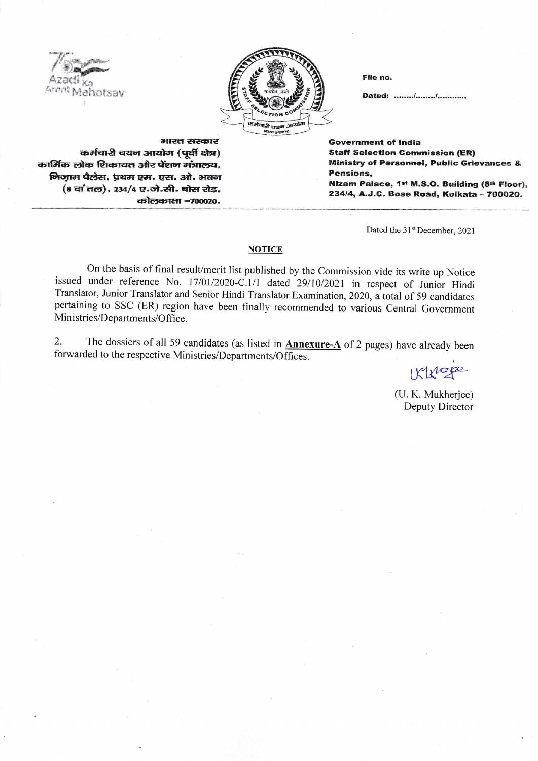Azadi Ka Amrit Mahotsav

भारत सरकार
कर्मचारी चयन आयोग (पूर्वी क्षेत्र)
कार्मिक लोक शिकायत और पेंशन मंत्रालय,
निज़ाम पैलेस, प्रथम एम. एस. ओ. भवन
(8 वां तल), 234/4 ए.जे.सी. बोस रोड,
कोलकाता –700020.

File no.

Dated: ......../......../............

Government of India
Staff Selection Commission (ER)
Ministry of Personnel, Public Grievances & Pensions,
Nizam Palace, 1st M.S.O. Building (8th Floor),
234/4, A.J.C. Bose Road, Kolkata – 700020.

Dated the 31st December, 2021

## NOTICE

On the basis of final result/merit list published by the Commission vide its write up Notice issued under reference No. 17/01/2020-C.1/1 dated 29/10/2021 in respect of Junior Hindi Translator, Junior Translator and Senior Hindi Translator Examination, 2020, a total of 59 candidates pertaining to SSC (ER) region have been finally recommended to various Central Government Ministries/Departments/Office.

2. The dossiers of all 59 candidates (as listed in **Annexure-A** of 2 pages) have already been forwarded to the respective Ministries/Departments/Offices.

(U. K. Mukherjee)
Deputy Director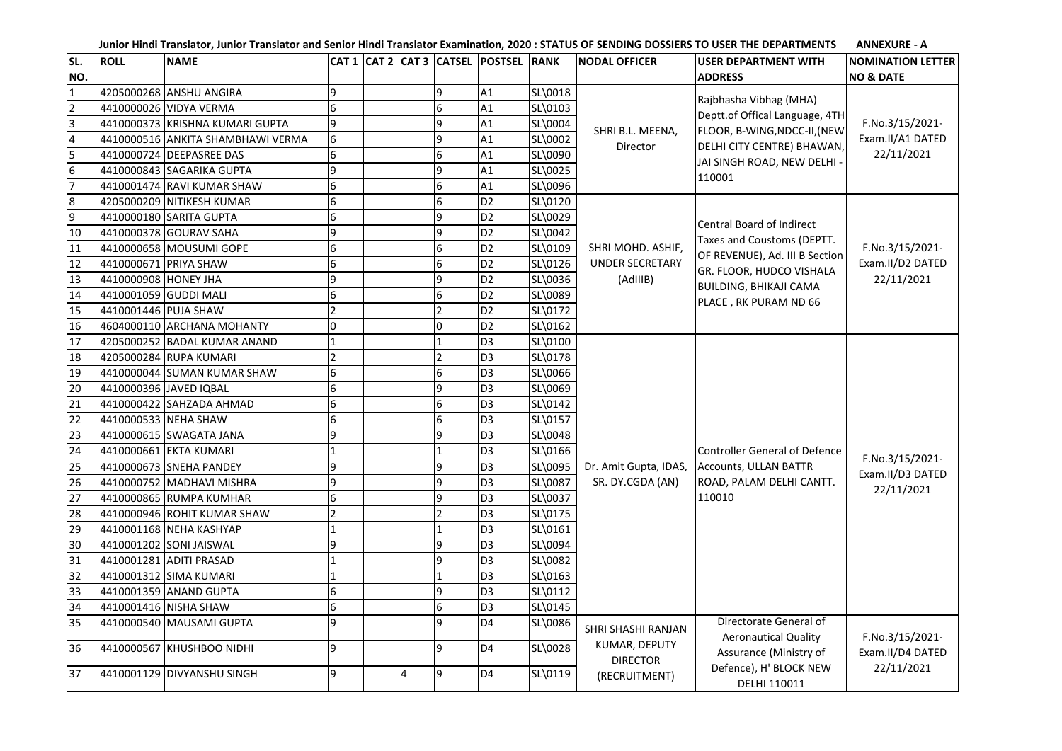**Junior Hindi Translator, Junior Translator and Senior Hindi Translator Examination, 2020 : STATUS OF SENDING DOSSIERS TO USER THE DEPARTMENTS** **ANNEXURE - A**

| SL. NO. | ROLL | NAME | CAT 1 | CAT 2 | CAT 3 | CATSEL | POSTSEL | RANK | NODAL OFFICER | USER DEPARTMENT WITH ADDRESS | NOMINATION LETTER NO & DATE |
|---|---|---|---|---|---|---|---|---|---|---|---|
| 1 | 4205000268 | ANSHU ANGIRA | 9 | | | 9 | A1 | SL\0018 | SHRI B.L. MEENA, Director | Rajbhasha Vibhag (MHA) Deptt.of Offical Language, 4TH FLOOR, B-WING,NDCC-II,(NEW DELHI CITY CENTRE) BHAWAN, JAI SINGH ROAD, NEW DELHI - 110001 | F.No.3/15/2021-Exam.II/A1 DATED 22/11/2021 |
| 2 | 4410000026 | VIDYA VERMA | 6 | | | 6 | A1 | SL\0103 | | | |
| 3 | 4410000373 | KRISHNA KUMARI GUPTA | 9 | | | 9 | A1 | SL\0004 | | | |
| 4 | 4410000516 | ANKITA SHAMBHAWI VERMA | 6 | | | 9 | A1 | SL\0002 | | | |
| 5 | 4410000724 | DEEPASREE DAS | 6 | | | 6 | A1 | SL\0090 | | | |
| 6 | 4410000843 | SAGARIKA GUPTA | 9 | | | 9 | A1 | SL\0025 | | | |
| 7 | 4410001474 | RAVI KUMAR SHAW | 6 | | | 6 | A1 | SL\0096 | | | |
| 8 | 4205000209 | NITIKESH KUMAR | 6 | | | 6 | D2 | SL\0120 | SHRI MOHD. ASHIF, UNDER SECRETARY (AdIIIB) | Central Board of Indirect Taxes and Coustoms (DEPTT. OF REVENUE), Ad. III B Section GR. FLOOR, HUDCO VISHALA BUILDING, BHIKAJI CAMA PLACE , RK PURAM ND 66 | F.No.3/15/2021-Exam.II/D2 DATED 22/11/2021 |
| 9 | 4410000180 | SARITA GUPTA | 6 | | | 9 | D2 | SL\0029 | | | |
| 10 | 4410000378 | GOURAV SAHA | 9 | | | 9 | D2 | SL\0042 | | | |
| 11 | 4410000658 | MOUSUMI GOPE | 6 | | | 6 | D2 | SL\0109 | | | |
| 12 | 4410000671 | PRIYA SHAW | 6 | | | 6 | D2 | SL\0126 | | | |
| 13 | 4410000908 | HONEY JHA | 9 | | | 9 | D2 | SL\0036 | | | |
| 14 | 4410001059 | GUDDI MALI | 6 | | | 6 | D2 | SL\0089 | | | |
| 15 | 4410001446 | PUJA SHAW | 2 | | | 2 | D2 | SL\0172 | | | |
| 16 | 4604000110 | ARCHANA MOHANTY | 0 | | | 0 | D2 | SL\0162 | | | |
| 17 | 4205000252 | BADAL KUMAR ANAND | 1 | | | 1 | D3 | SL\0100 | Dr. Amit Gupta, IDAS, SR. DY.CGDA (AN) | Controller General of Defence Accounts, ULLAN BATTR ROAD, PALAM DELHI CANTT. 110010 | F.No.3/15/2021-Exam.II/D3 DATED 22/11/2021 |
| 18 | 4205000284 | RUPA KUMARI | 2 | | | 2 | D3 | SL\0178 | | | |
| 19 | 4410000044 | SUMAN KUMAR SHAW | 6 | | | 6 | D3 | SL\0066 | | | |
| 20 | 4410000396 | JAVED IQBAL | 6 | | | 9 | D3 | SL\0069 | | | |
| 21 | 4410000422 | SAHZADA AHMAD | 6 | | | 6 | D3 | SL\0142 | | | |
| 22 | 4410000533 | NEHA SHAW | 6 | | | 6 | D3 | SL\0157 | | | |
| 23 | 4410000615 | SWAGATA JANA | 9 | | | 9 | D3 | SL\0048 | | | |
| 24 | 4410000661 | EKTA KUMARI | 1 | | | 1 | D3 | SL\0166 | | | |
| 25 | 4410000673 | SNEHA PANDEY | 9 | | | 9 | D3 | SL\0095 | | | |
| 26 | 4410000752 | MADHAVI MISHRA | 9 | | | 9 | D3 | SL\0087 | | | |
| 27 | 4410000865 | RUMPA KUMHAR | 6 | | | 9 | D3 | SL\0037 | | | |
| 28 | 4410000946 | ROHIT KUMAR SHAW | 2 | | | 2 | D3 | SL\0175 | | | |
| 29 | 4410001168 | NEHA KASHYAP | 1 | | | 1 | D3 | SL\0161 | | | |
| 30 | 4410001202 | SONI JAISWAL | 9 | | | 9 | D3 | SL\0094 | | | |
| 31 | 4410001281 | ADITI PRASAD | 1 | | | 9 | D3 | SL\0082 | | | |
| 32 | 4410001312 | SIMA KUMARI | 1 | | | 1 | D3 | SL\0163 | | | |
| 33 | 4410001359 | ANAND GUPTA | 6 | | | 9 | D3 | SL\0112 | | | |
| 34 | 4410001416 | NISHA SHAW | 6 | | | 6 | D3 | SL\0145 | | | |
| 35 | 4410000540 | MAUSAMI GUPTA | 9 | | | 9 | D4 | SL\0086 | SHRI SHASHI RANJAN KUMAR, DEPUTY DIRECTOR (RECRUITMENT) | Directorate General of Aeronautical Quality Assurance (Ministry of Defence), H' BLOCK NEW DELHI 110011 | F.No.3/15/2021-Exam.II/D4 DATED 22/11/2021 |
| 36 | 4410000567 | KHUSHBOO NIDHI | 9 | | | 9 | D4 | SL\0028 | | | |
| 37 | 4410001129 | DIVYANSHU SINGH | 9 | | 4 | 9 | D4 | SL\0119 | | | |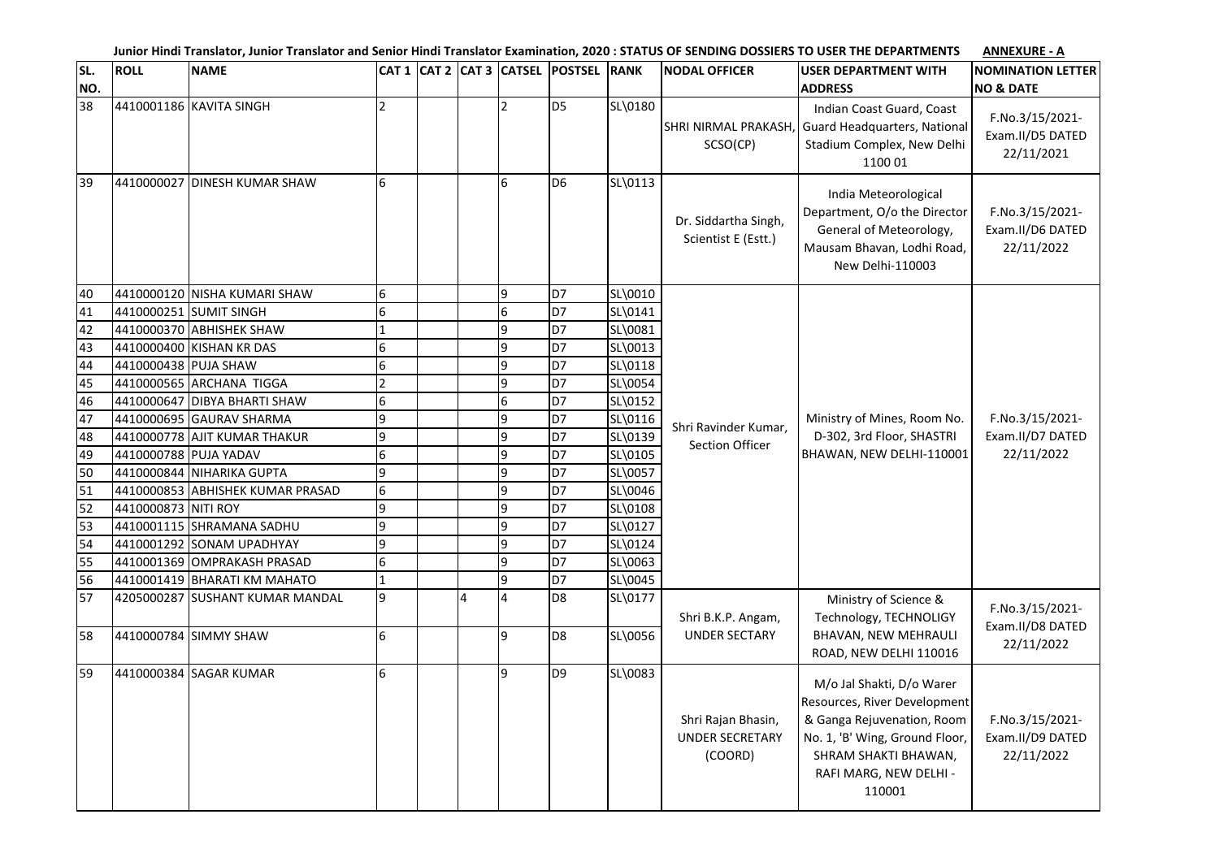**Junior Hindi Translator, Junior Translator and Senior Hindi Translator Examination, 2020 : STATUS OF SENDING DOSSIERS TO USER THE DEPARTMENTS** **ANNEXURE - A**

| SL. NO. | ROLL | NAME | CAT 1 | CAT 2 | CAT 3 | CATSEL | POSTSEL | RANK | NODAL OFFICER | USER DEPARTMENT WITH ADDRESS | NOMINATION LETTER NO & DATE |
|---|---|---|---|---|---|---|---|---|---|---|---|
| 38 | 4410001186 | KAVITA SINGH | 2 | | | 2 | D5 | SL\0180 | SHRI NIRMAL PRAKASH, SCSO(CP) | Indian Coast Guard, Coast Guard Headquarters, National Stadium Complex, New Delhi 1100 01 | F.No.3/15/2021-Exam.II/D5 DATED 22/11/2021 |
| 39 | 4410000027 | DINESH KUMAR SHAW | 6 | | | 6 | D6 | SL\0113 | Dr. Siddartha Singh, Scientist E (Estt.) | India Meteorological Department, O/o the Director General of Meteorology, Mausam Bhavan, Lodhi Road, New Delhi-110003 | F.No.3/15/2021-Exam.II/D6 DATED 22/11/2022 |
| 40 | 4410000120 | NISHA KUMARI SHAW | 6 | | | 9 | D7 | SL\0010 | Shri Ravinder Kumar, Section Officer | Ministry of Mines, Room No. D-302, 3rd Floor, SHASTRI BHAWAN, NEW DELHI-110001 | F.No.3/15/2021-Exam.II/D7 DATED 22/11/2022 |
| 41 | 4410000251 | SUMIT SINGH | 6 | | | 6 | D7 | SL\0141 | | | |
| 42 | 4410000370 | ABHISHEK SHAW | 1 | | | 9 | D7 | SL\0081 | | | |
| 43 | 4410000400 | KISHAN KR DAS | 6 | | | 9 | D7 | SL\0013 | | | |
| 44 | 4410000438 | PUJA SHAW | 6 | | | 9 | D7 | SL\0118 | | | |
| 45 | 4410000565 | ARCHANA TIGGA | 2 | | | 9 | D7 | SL\0054 | | | |
| 46 | 4410000647 | DIBYA BHARTI SHAW | 6 | | | 6 | D7 | SL\0152 | | | |
| 47 | 4410000695 | GAURAV SHARMA | 9 | | | 9 | D7 | SL\0116 | | | |
| 48 | 4410000778 | AJIT KUMAR THAKUR | 9 | | | 9 | D7 | SL\0139 | | | |
| 49 | 4410000788 | PUJA YADAV | 6 | | | 9 | D7 | SL\0105 | | | |
| 50 | 4410000844 | NIHARIKA GUPTA | 9 | | | 9 | D7 | SL\0057 | | | |
| 51 | 4410000853 | ABHISHEK KUMAR PRASAD | 6 | | | 9 | D7 | SL\0046 | | | |
| 52 | 4410000873 | NITI ROY | 9 | | | 9 | D7 | SL\0108 | | | |
| 53 | 4410001115 | SHRAMANA SADHU | 9 | | | 9 | D7 | SL\0127 | | | |
| 54 | 4410001292 | SONAM UPADHYAY | 9 | | | 9 | D7 | SL\0124 | | | |
| 55 | 4410001369 | OMPRAKASH PRASAD | 6 | | | 9 | D7 | SL\0063 | | | |
| 56 | 4410001419 | BHARATI KM MAHATO | 1 | | | 9 | D7 | SL\0045 | | | |
| 57 | 4205000287 | SUSHANT KUMAR MANDAL | 9 | | 4 | 4 | D8 | SL\0177 | Shri B.K.P. Angam, UNDER SECTARY | Ministry of Science & Technology, TECHNOLIGY BHAVAN, NEW MEHRAULI ROAD, NEW DELHI 110016 | F.No.3/15/2021-Exam.II/D8 DATED 22/11/2022 |
| 58 | 4410000784 | SIMMY SHAW | 6 | | | 9 | D8 | SL\0056 | | | |
| 59 | 4410000384 | SAGAR KUMAR | 6 | | | 9 | D9 | SL\0083 | Shri Rajan Bhasin, UNDER SECRETARY (COORD) | M/o Jal Shakti, D/o Warer Resources, River Development & Ganga Rejuvenation, Room No. 1, 'B' Wing, Ground Floor, SHRAM SHAKTI BHAWAN, RAFI MARG, NEW DELHI - 110001 | F.No.3/15/2021-Exam.II/D9 DATED 22/11/2022 |